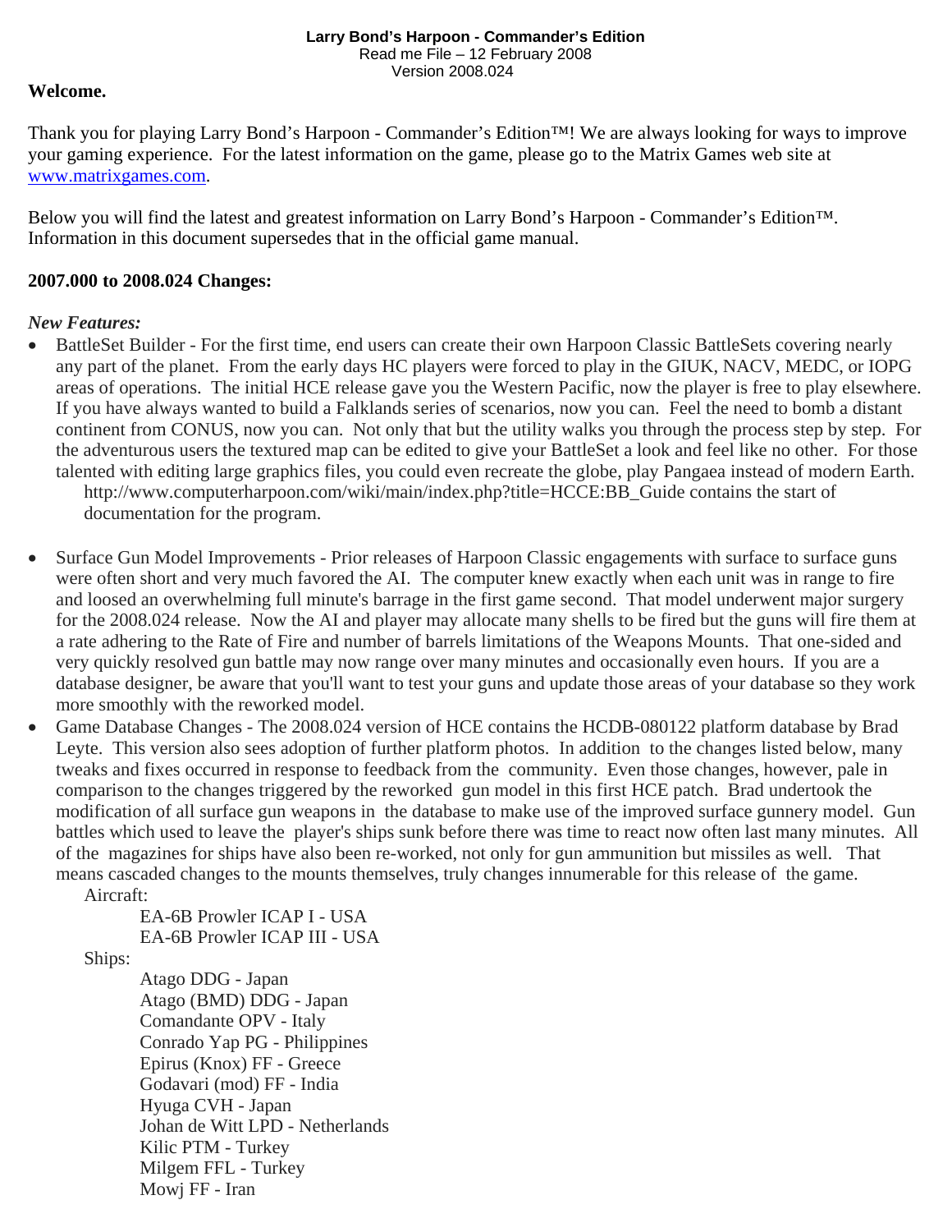**Larry Bond's Harpoon - Commander's Edition**
Read me File – 12 February 2008
Version 2008.024

**Welcome.**

Thank you for playing Larry Bond's Harpoon - Commander's Edition™! We are always looking for ways to improve your gaming experience. For the latest information on the game, please go to the Matrix Games web site at www.matrixgames.com.

Below you will find the latest and greatest information on Larry Bond's Harpoon - Commander's Edition™. Information in this document supersedes that in the official game manual.

**2007.000 to 2008.024 Changes:**

*New Features:*

- BattleSet Builder - For the first time, end users can create their own Harpoon Classic BattleSets covering nearly any part of the planet. From the early days HC players were forced to play in the GIUK, NACV, MEDC, or IOPG areas of operations. The initial HCE release gave you the Western Pacific, now the player is free to play elsewhere. If you have always wanted to build a Falklands series of scenarios, now you can. Feel the need to bomb a distant continent from CONUS, now you can. Not only that but the utility walks you through the process step by step. For the adventurous users the textured map can be edited to give your BattleSet a look and feel like no other. For those talented with editing large graphics files, you could even recreate the globe, play Pangaea instead of modern Earth.
  http://www.computerharpoon.com/wiki/main/index.php?title=HCCE:BB_Guide contains the start of documentation for the program.

- Surface Gun Model Improvements - Prior releases of Harpoon Classic engagements with surface to surface guns were often short and very much favored the AI. The computer knew exactly when each unit was in range to fire and loosed an overwhelming full minute's barrage in the first game second. That model underwent major surgery for the 2008.024 release. Now the AI and player may allocate many shells to be fired but the guns will fire them at a rate adhering to the Rate of Fire and number of barrels limitations of the Weapons Mounts. That one-sided and very quickly resolved gun battle may now range over many minutes and occasionally even hours. If you are a database designer, be aware that you'll want to test your guns and update those areas of your database so they work more smoothly with the reworked model.
- Game Database Changes - The 2008.024 version of HCE contains the HCDB-080122 platform database by Brad Leyte. This version also sees adoption of further platform photos. In addition to the changes listed below, many tweaks and fixes occurred in response to feedback from the community. Even those changes, however, pale in comparison to the changes triggered by the reworked gun model in this first HCE patch. Brad undertook the modification of all surface gun weapons in the database to make use of the improved surface gunnery model. Gun battles which used to leave the player's ships sunk before there was time to react now often last many minutes. All of the magazines for ships have also been re-worked, not only for gun ammunition but missiles as well. That means cascaded changes to the mounts themselves, truly changes innumerable for this release of the game.
  - Aircraft:
    - EA-6B Prowler ICAP I - USA
    - EA-6B Prowler ICAP III - USA
  - Ships:
    - Atago DDG - Japan
    - Atago (BMD) DDG - Japan
    - Comandante OPV - Italy
    - Conrado Yap PG - Philippines
    - Epirus (Knox) FF - Greece
    - Godavari (mod) FF - India
    - Hyuga CVH - Japan
    - Johan de Witt LPD - Netherlands
    - Kilic PTM - Turkey
    - Milgem FFL - Turkey
    - Mowj FF - Iran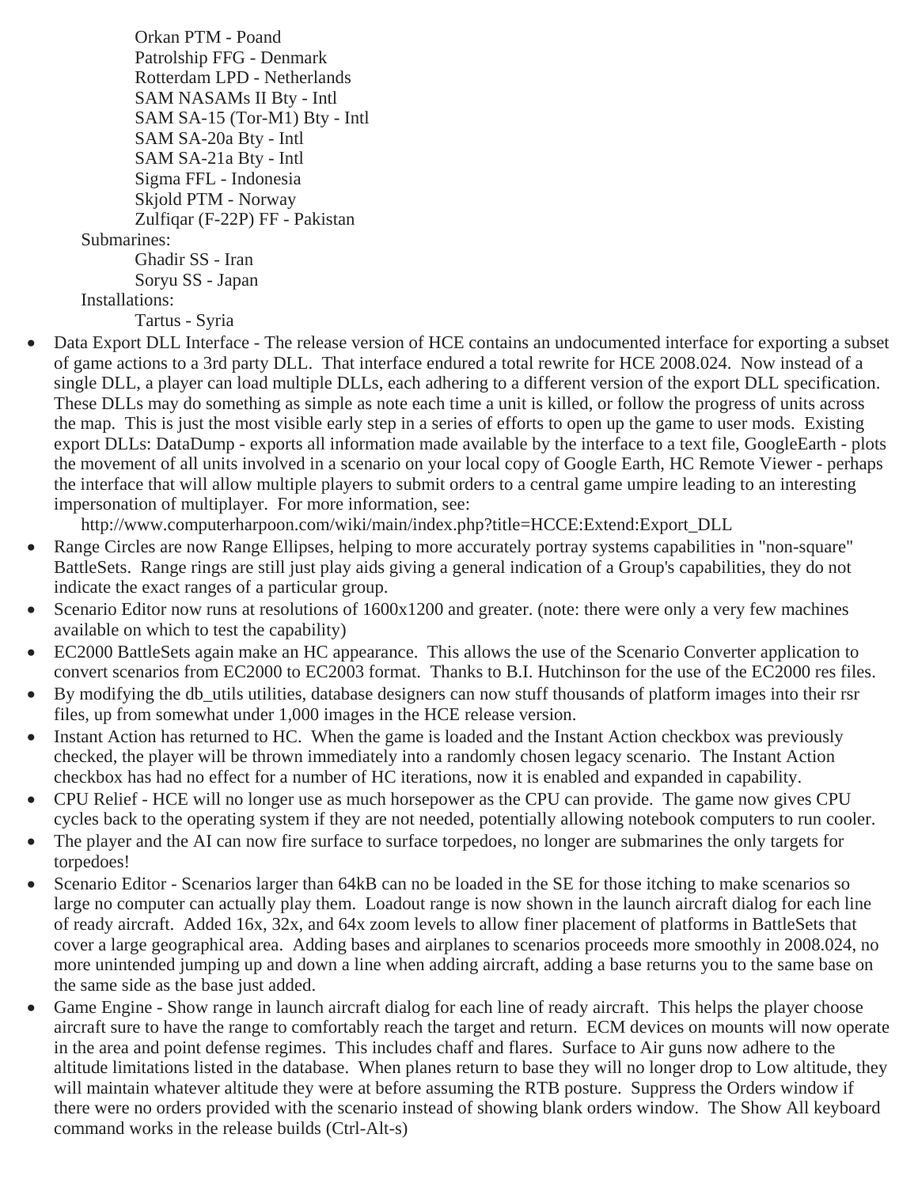- Orkan PTM - Poand
    - Patrolship FFG - Denmark
    - Rotterdam LPD - Netherlands
    - SAM NASAMs II Bty - Intl
    - SAM SA-15 (Tor-M1) Bty - Intl
    - SAM SA-20a Bty - Intl
    - SAM SA-21a Bty - Intl
    - Sigma FFL - Indonesia
    - Skjold PTM - Norway
    - Zulfiqar (F-22P) FF - Pakistan
  - Submarines:
    - Ghadir SS - Iran
    - Soryu SS - Japan
  - Installations:
    - Tartus - Syria
- Data Export DLL Interface - The release version of HCE contains an undocumented interface for exporting a subset of game actions to a 3rd party DLL. That interface endured a total rewrite for HCE 2008.024. Now instead of a single DLL, a player can load multiple DLLs, each adhering to a different version of the export DLL specification. These DLLs may do something as simple as note each time a unit is killed, or follow the progress of units across the map. This is just the most visible early step in a series of efforts to open up the game to user mods. Existing export DLLs: DataDump - exports all information made available by the interface to a text file, GoogleEarth - plots the movement of all units involved in a scenario on your local copy of Google Earth, HC Remote Viewer - perhaps the interface that will allow multiple players to submit orders to a central game umpire leading to an interesting impersonation of multiplayer. For more information, see:
  http://www.computerharpoon.com/wiki/main/index.php?title=HCCE:Extend:Export_DLL
- Range Circles are now Range Ellipses, helping to more accurately portray systems capabilities in "non-square" BattleSets. Range rings are still just play aids giving a general indication of a Group's capabilities, they do not indicate the exact ranges of a particular group.
- Scenario Editor now runs at resolutions of 1600x1200 and greater. (note: there were only a very few machines available on which to test the capability)
- EC2000 BattleSets again make an HC appearance. This allows the use of the Scenario Converter application to convert scenarios from EC2000 to EC2003 format. Thanks to B.I. Hutchinson for the use of the EC2000 res files.
- By modifying the db_utils utilities, database designers can now stuff thousands of platform images into their rsr files, up from somewhat under 1,000 images in the HCE release version.
- Instant Action has returned to HC. When the game is loaded and the Instant Action checkbox was previously checked, the player will be thrown immediately into a randomly chosen legacy scenario. The Instant Action checkbox has had no effect for a number of HC iterations, now it is enabled and expanded in capability.
- CPU Relief - HCE will no longer use as much horsepower as the CPU can provide. The game now gives CPU cycles back to the operating system if they are not needed, potentially allowing notebook computers to run cooler.
- The player and the AI can now fire surface to surface torpedoes, no longer are submarines the only targets for torpedoes!
- Scenario Editor - Scenarios larger than 64kB can no be loaded in the SE for those itching to make scenarios so large no computer can actually play them. Loadout range is now shown in the launch aircraft dialog for each line of ready aircraft. Added 16x, 32x, and 64x zoom levels to allow finer placement of platforms in BattleSets that cover a large geographical area. Adding bases and airplanes to scenarios proceeds more smoothly in 2008.024, no more unintended jumping up and down a line when adding aircraft, adding a base returns you to the same base on the same side as the base just added.
- Game Engine - Show range in launch aircraft dialog for each line of ready aircraft. This helps the player choose aircraft sure to have the range to comfortably reach the target and return. ECM devices on mounts will now operate in the area and point defense regimes. This includes chaff and flares. Surface to Air guns now adhere to the altitude limitations listed in the database. When planes return to base they will no longer drop to Low altitude, they will maintain whatever altitude they were at before assuming the RTB posture. Suppress the Orders window if there were no orders provided with the scenario instead of showing blank orders window. The Show All keyboard command works in the release builds (Ctrl-Alt-s)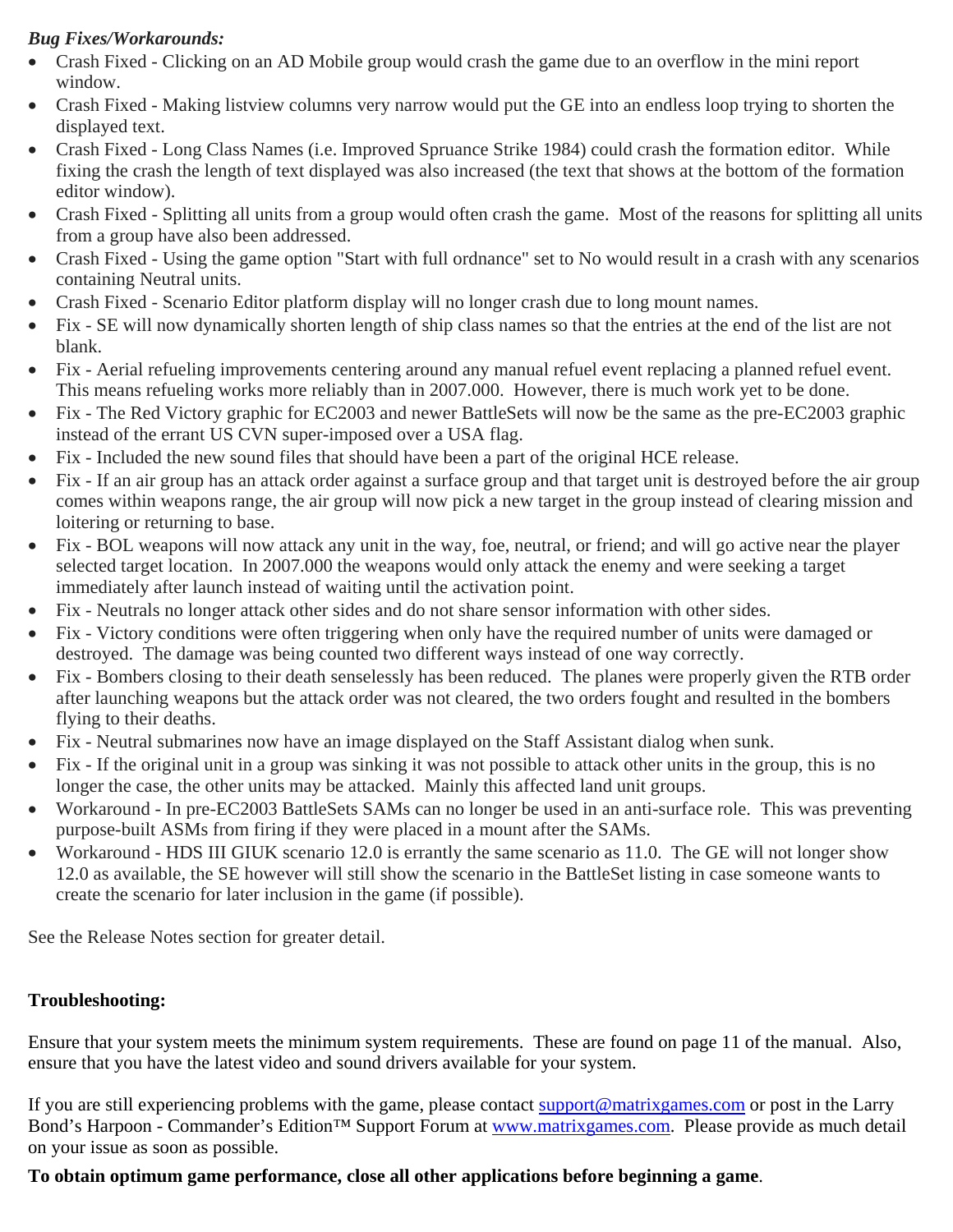*Bug Fixes/Workarounds:*

- Crash Fixed - Clicking on an AD Mobile group would crash the game due to an overflow in the mini report window.
- Crash Fixed - Making listview columns very narrow would put the GE into an endless loop trying to shorten the displayed text.
- Crash Fixed - Long Class Names (i.e. Improved Spruance Strike 1984) could crash the formation editor. While fixing the crash the length of text displayed was also increased (the text that shows at the bottom of the formation editor window).
- Crash Fixed - Splitting all units from a group would often crash the game. Most of the reasons for splitting all units from a group have also been addressed.
- Crash Fixed - Using the game option "Start with full ordnance" set to No would result in a crash with any scenarios containing Neutral units.
- Crash Fixed - Scenario Editor platform display will no longer crash due to long mount names.
- Fix - SE will now dynamically shorten length of ship class names so that the entries at the end of the list are not blank.
- Fix - Aerial refueling improvements centering around any manual refuel event replacing a planned refuel event. This means refueling works more reliably than in 2007.000. However, there is much work yet to be done.
- Fix - The Red Victory graphic for EC2003 and newer BattleSets will now be the same as the pre-EC2003 graphic instead of the errant US CVN super-imposed over a USA flag.
- Fix - Included the new sound files that should have been a part of the original HCE release.
- Fix - If an air group has an attack order against a surface group and that target unit is destroyed before the air group comes within weapons range, the air group will now pick a new target in the group instead of clearing mission and loitering or returning to base.
- Fix - BOL weapons will now attack any unit in the way, foe, neutral, or friend; and will go active near the player selected target location. In 2007.000 the weapons would only attack the enemy and were seeking a target immediately after launch instead of waiting until the activation point.
- Fix - Neutrals no longer attack other sides and do not share sensor information with other sides.
- Fix - Victory conditions were often triggering when only have the required number of units were damaged or destroyed. The damage was being counted two different ways instead of one way correctly.
- Fix - Bombers closing to their death senselessly has been reduced. The planes were properly given the RTB order after launching weapons but the attack order was not cleared, the two orders fought and resulted in the bombers flying to their deaths.
- Fix - Neutral submarines now have an image displayed on the Staff Assistant dialog when sunk.
- Fix - If the original unit in a group was sinking it was not possible to attack other units in the group, this is no longer the case, the other units may be attacked. Mainly this affected land unit groups.
- Workaround - In pre-EC2003 BattleSets SAMs can no longer be used in an anti-surface role. This was preventing purpose-built ASMs from firing if they were placed in a mount after the SAMs.
- Workaround - HDS III GIUK scenario 12.0 is errantly the same scenario as 11.0. The GE will not longer show 12.0 as available, the SE however will still show the scenario in the BattleSet listing in case someone wants to create the scenario for later inclusion in the game (if possible).

See the Release Notes section for greater detail.

**Troubleshooting:**

Ensure that your system meets the minimum system requirements. These are found on page 11 of the manual. Also, ensure that you have the latest video and sound drivers available for your system.

If you are still experiencing problems with the game, please contact [support@matrixgames.com](mailto:support@matrixgames.com) or post in the Larry Bond's Harpoon - Commander's Edition™ Support Forum at [www.matrixgames.com](http://www.matrixgames.com). Please provide as much detail on your issue as soon as possible.

**To obtain optimum game performance, close all other applications before beginning a game**.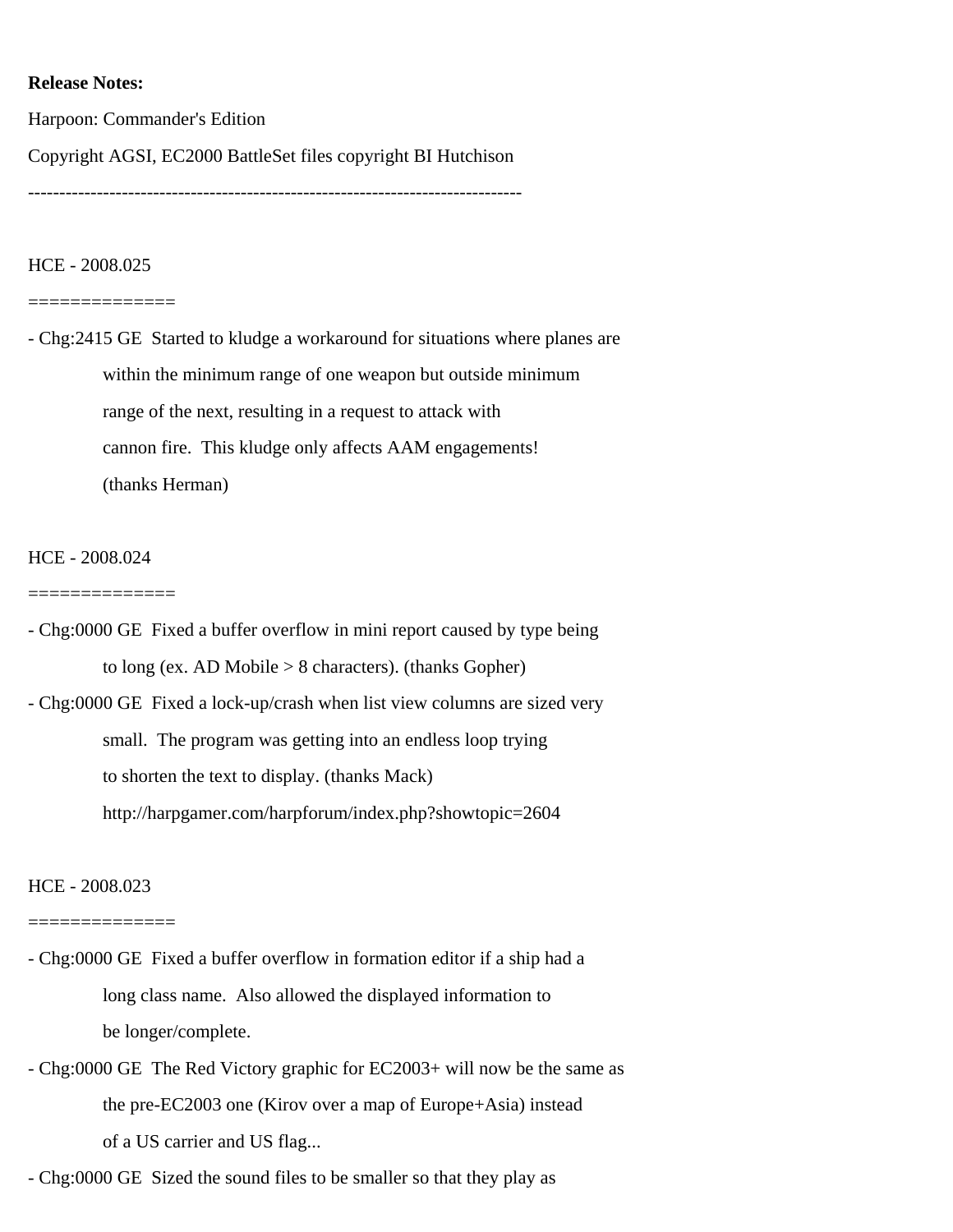**Release Notes:**

Harpoon: Commander's Edition

Copyright AGSI, EC2000 BattleSet files copyright BI Hutchison

-------------------------------------------------------------------------------

HCE - 2008.025

==============

- Chg:2415 GE  Started to kludge a workaround for situations where planes are
  within the minimum range of one weapon but outside minimum
  range of the next, resulting in a request to attack with
  cannon fire.  This kludge only affects AAM engagements!
  (thanks Herman)

HCE - 2008.024

==============

- Chg:0000 GE  Fixed a buffer overflow in mini report caused by type being
  to long (ex. AD Mobile > 8 characters). (thanks Gopher)
- Chg:0000 GE  Fixed a lock-up/crash when list view columns are sized very
  small.  The program was getting into an endless loop trying
  to shorten the text to display. (thanks Mack)
  http://harpgamer.com/harpforum/index.php?showtopic=2604

HCE - 2008.023

==============

- Chg:0000 GE  Fixed a buffer overflow in formation editor if a ship had a
  long class name.  Also allowed the displayed information to
  be longer/complete.
- Chg:0000 GE  The Red Victory graphic for EC2003+ will now be the same as
  the pre-EC2003 one (Kirov over a map of Europe+Asia) instead
  of a US carrier and US flag...
- Chg:0000 GE  Sized the sound files to be smaller so that they play as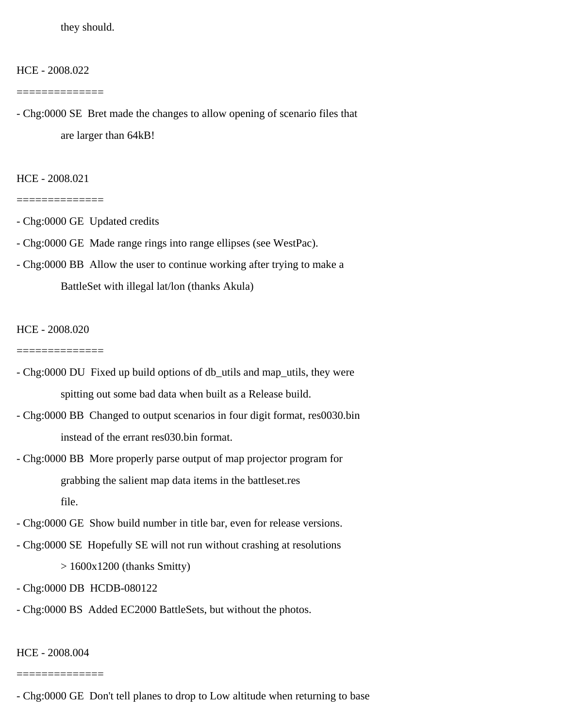they should.

HCE - 2008.022

==============

- Chg:0000 SE  Bret made the changes to allow opening of scenario files that
  are larger than 64kB!

HCE - 2008.021

==============

- Chg:0000 GE  Updated credits
- Chg:0000 GE  Made range rings into range ellipses (see WestPac).
- Chg:0000 BB  Allow the user to continue working after trying to make a
  BattleSet with illegal lat/lon (thanks Akula)

HCE - 2008.020

==============

- Chg:0000 DU  Fixed up build options of db_utils and map_utils, they were
  spitting out some bad data when built as a Release build.
- Chg:0000 BB  Changed to output scenarios in four digit format, res0030.bin
  instead of the errant res030.bin format.
- Chg:0000 BB  More properly parse output of map projector program for
  grabbing the salient map data items in the battleset.res
  file.
- Chg:0000 GE  Show build number in title bar, even for release versions.
- Chg:0000 SE  Hopefully SE will not run without crashing at resolutions
  > 1600x1200 (thanks Smitty)
- Chg:0000 DB  HCDB-080122
- Chg:0000 BS  Added EC2000 BattleSets, but without the photos.

HCE - 2008.004

==============

- Chg:0000 GE  Don't tell planes to drop to Low altitude when returning to base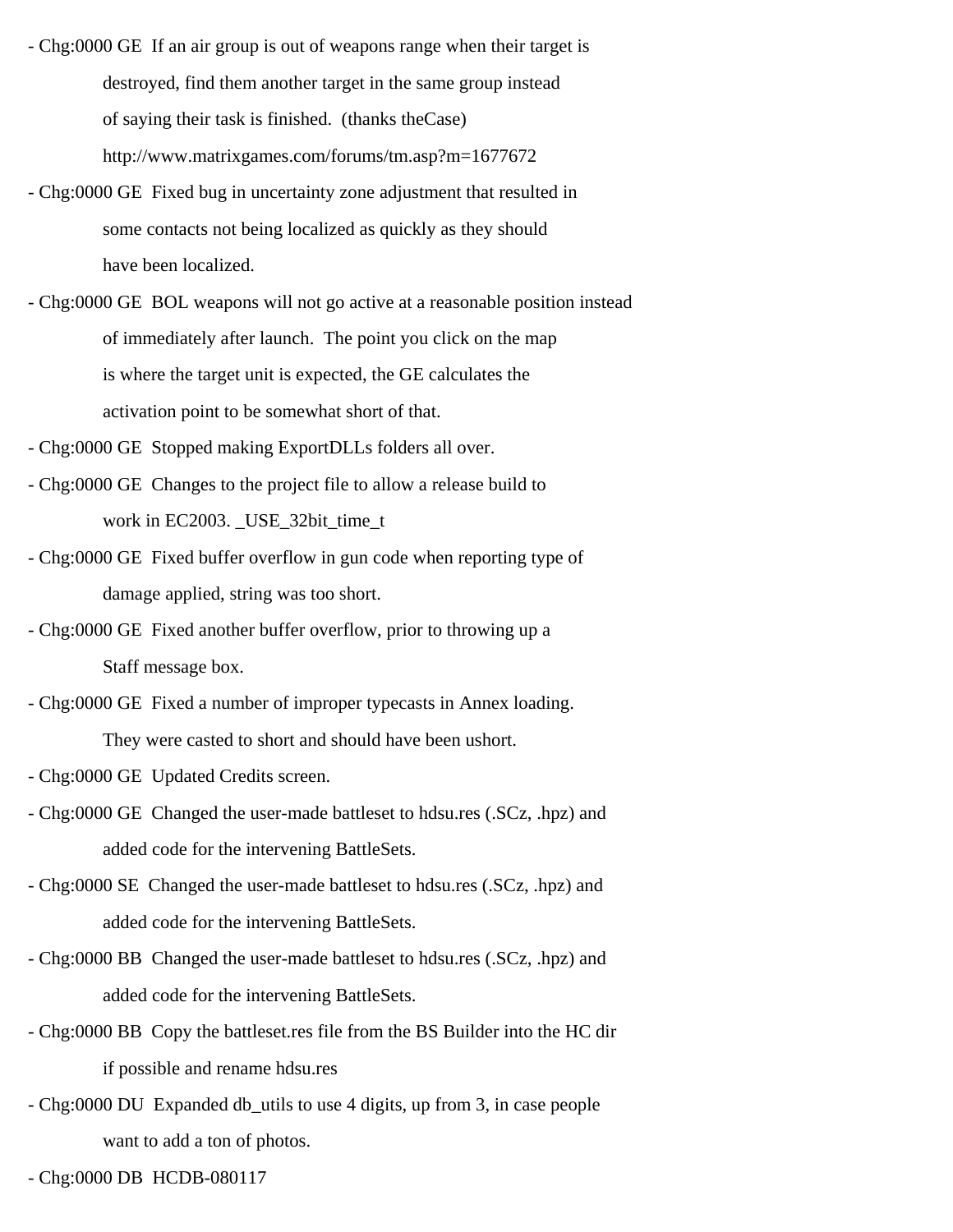- Chg:0000 GE  If an air group is out of weapons range when their target is
  destroyed, find them another target in the same group instead
  of saying their task is finished.  (thanks theCase)
  http://www.matrixgames.com/forums/tm.asp?m=1677672
- Chg:0000 GE  Fixed bug in uncertainty zone adjustment that resulted in
  some contacts not being localized as quickly as they should
  have been localized.
- Chg:0000 GE  BOL weapons will not go active at a reasonable position instead
  of immediately after launch.  The point you click on the map
  is where the target unit is expected, the GE calculates the
  activation point to be somewhat short of that.
- Chg:0000 GE  Stopped making ExportDLLs folders all over.
- Chg:0000 GE  Changes to the project file to allow a release build to
  work in EC2003. _USE_32bit_time_t
- Chg:0000 GE  Fixed buffer overflow in gun code when reporting type of
  damage applied, string was too short.
- Chg:0000 GE  Fixed another buffer overflow, prior to throwing up a
  Staff message box.
- Chg:0000 GE  Fixed a number of improper typecasts in Annex loading.
  They were casted to short and should have been ushort.
- Chg:0000 GE  Updated Credits screen.
- Chg:0000 GE  Changed the user-made battleset to hdsu.res (.SCz, .hpz) and
  added code for the intervening BattleSets.
- Chg:0000 SE  Changed the user-made battleset to hdsu.res (.SCz, .hpz) and
  added code for the intervening BattleSets.
- Chg:0000 BB  Changed the user-made battleset to hdsu.res (.SCz, .hpz) and
  added code for the intervening BattleSets.
- Chg:0000 BB  Copy the battleset.res file from the BS Builder into the HC dir
  if possible and rename hdsu.res
- Chg:0000 DU  Expanded db_utils to use 4 digits, up from 3, in case people
  want to add a ton of photos.
- Chg:0000 DB  HCDB-080117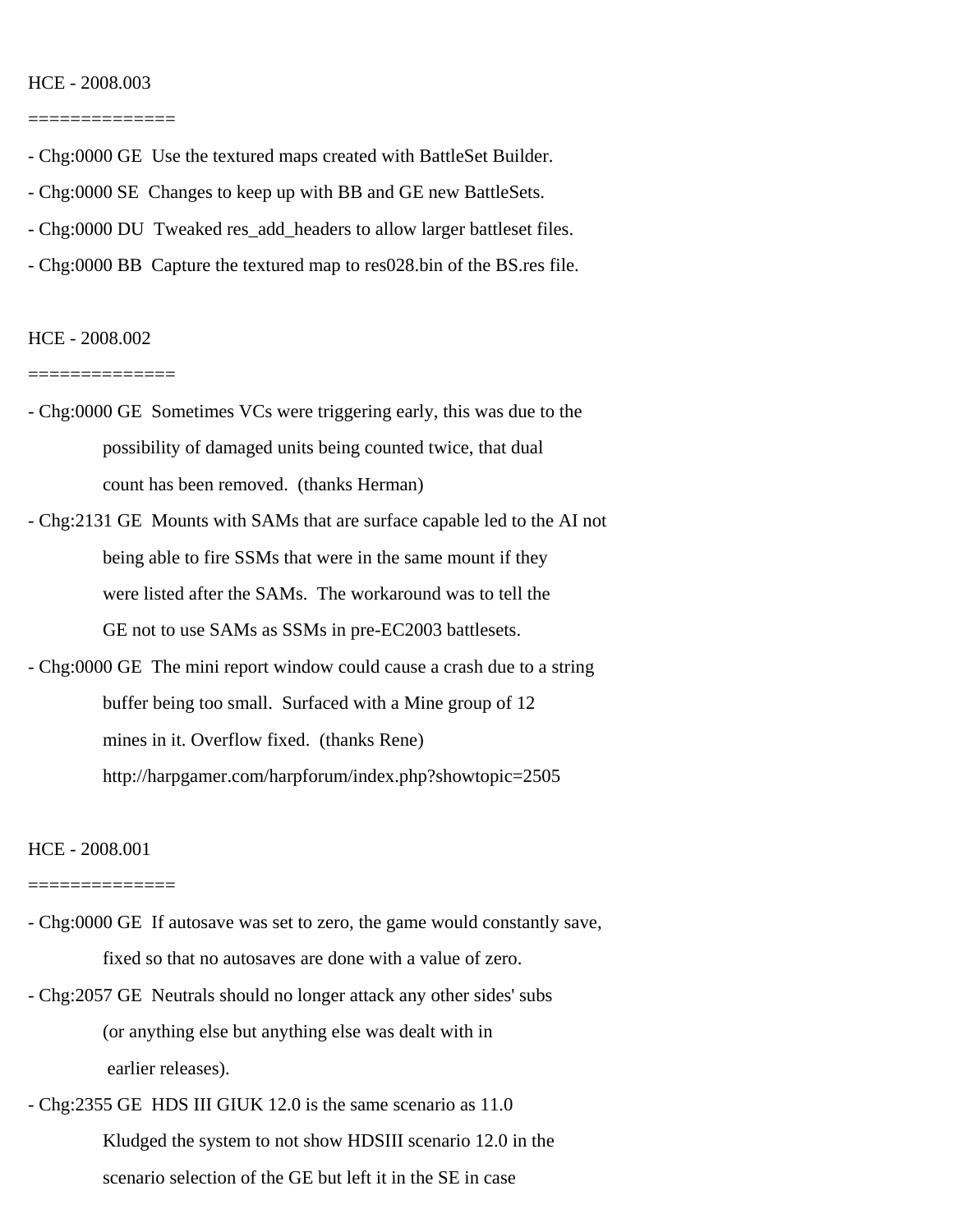HCE - 2008.003

==============

- Chg:0000 GE  Use the textured maps created with BattleSet Builder.
- Chg:0000 SE  Changes to keep up with BB and GE new BattleSets.
- Chg:0000 DU  Tweaked res_add_headers to allow larger battleset files.
- Chg:0000 BB  Capture the textured map to res028.bin of the BS.res file.

HCE - 2008.002

==============

- Chg:0000 GE  Sometimes VCs were triggering early, this was due to the
  possibility of damaged units being counted twice, that dual
  count has been removed.  (thanks Herman)
- Chg:2131 GE  Mounts with SAMs that are surface capable led to the AI not
  being able to fire SSMs that were in the same mount if they
  were listed after the SAMs.  The workaround was to tell the
  GE not to use SAMs as SSMs in pre-EC2003 battlesets.
- Chg:0000 GE  The mini report window could cause a crash due to a string
  buffer being too small.  Surfaced with a Mine group of 12
  mines in it. Overflow fixed.  (thanks Rene)
  http://harpgamer.com/harpforum/index.php?showtopic=2505

HCE - 2008.001

==============

- Chg:0000 GE  If autosave was set to zero, the game would constantly save,
  fixed so that no autosaves are done with a value of zero.
- Chg:2057 GE  Neutrals should no longer attack any other sides' subs
  (or anything else but anything else was dealt with in
  earlier releases).
- Chg:2355 GE  HDS III GIUK 12.0 is the same scenario as 11.0
  Kludged the system to not show HDSIII scenario 12.0 in the
  scenario selection of the GE but left it in the SE in case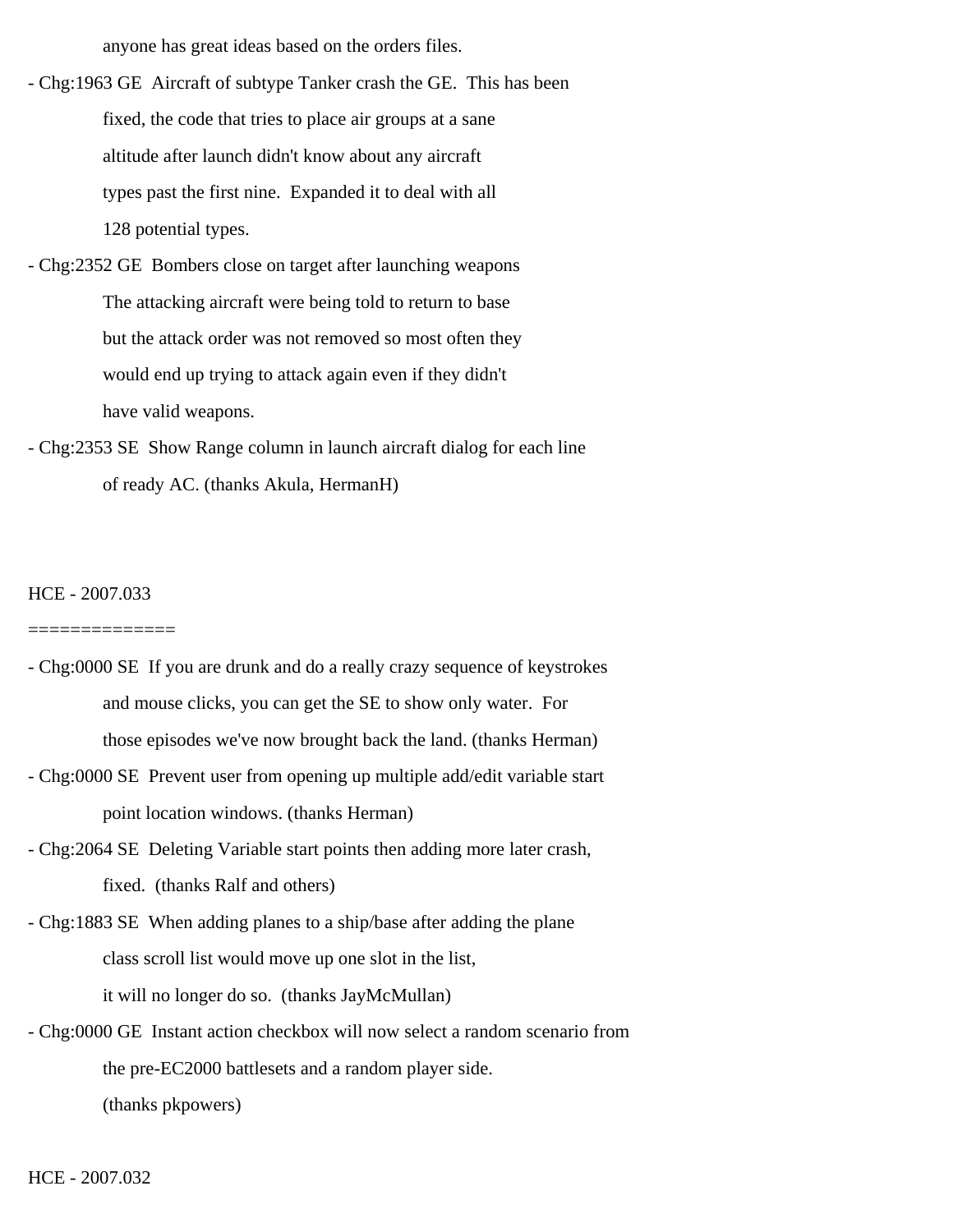anyone has great ideas based on the orders files.

- Chg:1963 GE  Aircraft of subtype Tanker crash the GE.  This has been
  fixed, the code that tries to place air groups at a sane
  altitude after launch didn't know about any aircraft
  types past the first nine.  Expanded it to deal with all
  128 potential types.
- Chg:2352 GE  Bombers close on target after launching weapons
  The attacking aircraft were being told to return to base
  but the attack order was not removed so most often they
  would end up trying to attack again even if they didn't
  have valid weapons.
- Chg:2353 SE  Show Range column in launch aircraft dialog for each line
  of ready AC. (thanks Akula, HermanH)

HCE - 2007.033
=============

- Chg:0000 SE  If you are drunk and do a really crazy sequence of keystrokes
  and mouse clicks, you can get the SE to show only water.  For
  those episodes we've now brought back the land. (thanks Herman)
- Chg:0000 SE  Prevent user from opening up multiple add/edit variable start
  point location windows. (thanks Herman)
- Chg:2064 SE  Deleting Variable start points then adding more later crash,
  fixed.  (thanks Ralf and others)
- Chg:1883 SE  When adding planes to a ship/base after adding the plane
  class scroll list would move up one slot in the list,
  it will no longer do so.  (thanks JayMcMullan)
- Chg:0000 GE  Instant action checkbox will now select a random scenario from
  the pre-EC2000 battlesets and a random player side.
  (thanks pkpowers)

HCE - 2007.032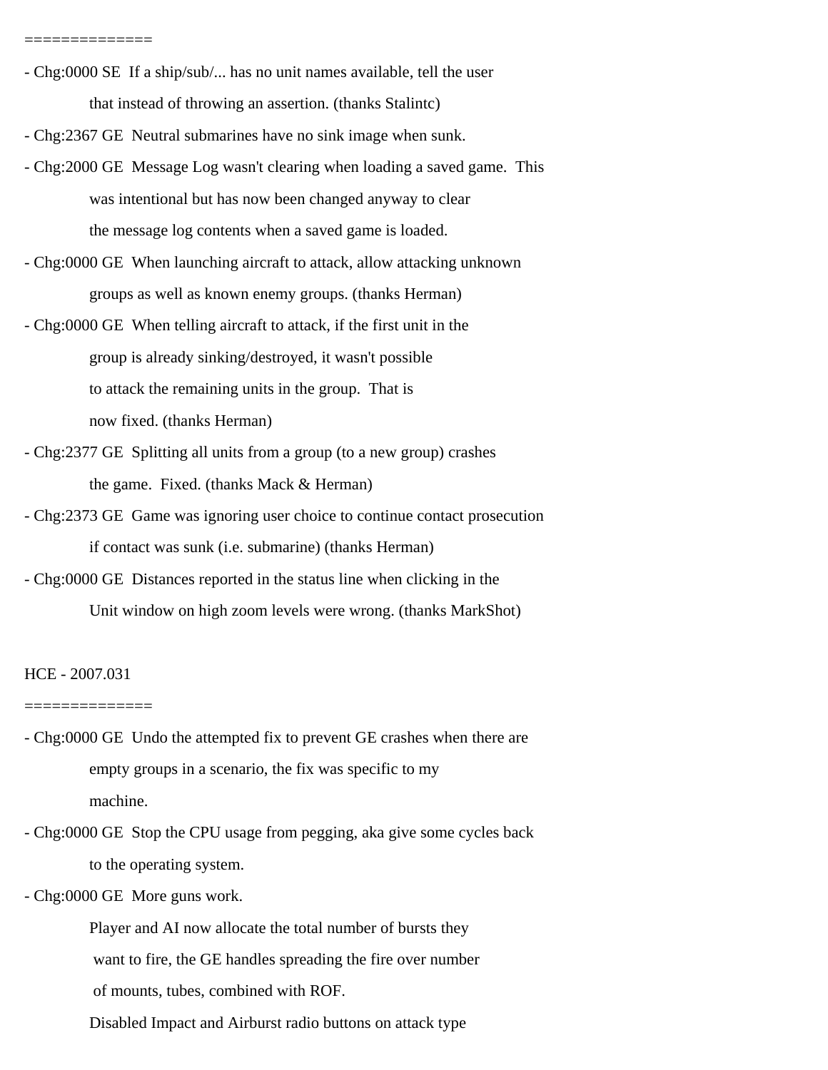=============

- Chg:0000 SE  If a ship/sub/... has no unit names available, tell the user
  that instead of throwing an assertion. (thanks Stalintc)
- Chg:2367 GE  Neutral submarines have no sink image when sunk.
- Chg:2000 GE  Message Log wasn't clearing when loading a saved game.  This
  was intentional but has now been changed anyway to clear
  the message log contents when a saved game is loaded.
- Chg:0000 GE  When launching aircraft to attack, allow attacking unknown
  groups as well as known enemy groups. (thanks Herman)
- Chg:0000 GE  When telling aircraft to attack, if the first unit in the
  group is already sinking/destroyed, it wasn't possible
  to attack the remaining units in the group.  That is
  now fixed. (thanks Herman)
- Chg:2377 GE  Splitting all units from a group (to a new group) crashes
  the game.  Fixed. (thanks Mack & Herman)
- Chg:2373 GE  Game was ignoring user choice to continue contact prosecution
  if contact was sunk (i.e. submarine) (thanks Herman)
- Chg:0000 GE  Distances reported in the status line when clicking in the
  Unit window on high zoom levels were wrong. (thanks MarkShot)

HCE - 2007.031

=============

- Chg:0000 GE  Undo the attempted fix to prevent GE crashes when there are
  empty groups in a scenario, the fix was specific to my
  machine.
- Chg:0000 GE  Stop the CPU usage from pegging, aka give some cycles back
  to the operating system.
- Chg:0000 GE  More guns work.
  Player and AI now allocate the total number of bursts they
  want to fire, the GE handles spreading the fire over number
  of mounts, tubes, combined with ROF.
  Disabled Impact and Airburst radio buttons on attack type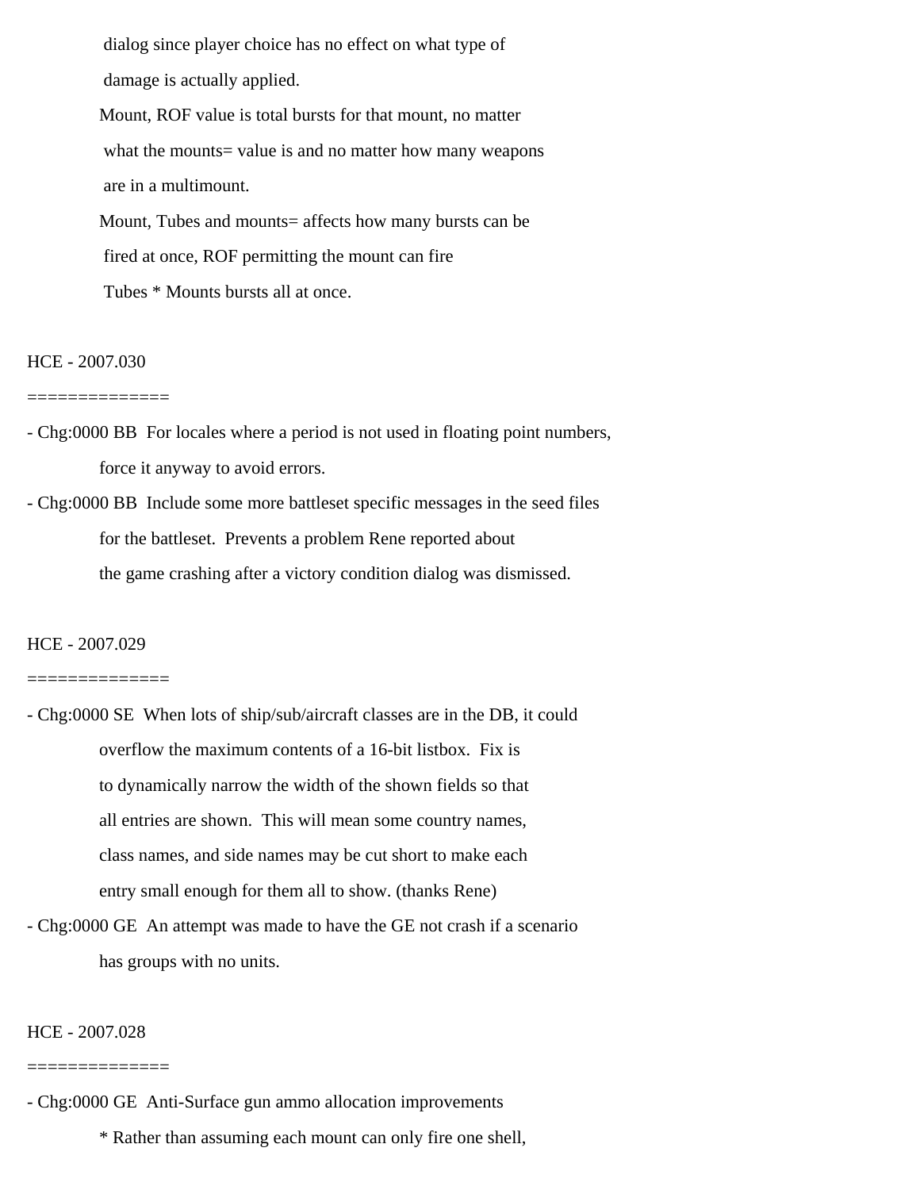dialog since player choice has no effect on what type of
damage is actually applied.

Mount, ROF value is total bursts for that mount, no matter
what the mounts= value is and no matter how many weapons
are in a multimount.

Mount, Tubes and mounts= affects how many bursts can be
fired at once, ROF permitting the mount can fire
Tubes * Mounts bursts all at once.

HCE - 2007.030
=============

- Chg:0000 BB  For locales where a period is not used in floating point numbers,
  force it anyway to avoid errors.
- Chg:0000 BB  Include some more battleset specific messages in the seed files
  for the battleset.  Prevents a problem Rene reported about
  the game crashing after a victory condition dialog was dismissed.

HCE - 2007.029
=============

- Chg:0000 SE  When lots of ship/sub/aircraft classes are in the DB, it could
  overflow the maximum contents of a 16-bit listbox.  Fix is
  to dynamically narrow the width of the shown fields so that
  all entries are shown.  This will mean some country names,
  class names, and side names may be cut short to make each
  entry small enough for them all to show. (thanks Rene)
- Chg:0000 GE  An attempt was made to have the GE not crash if a scenario
  has groups with no units.

HCE - 2007.028
=============

- Chg:0000 GE  Anti-Surface gun ammo allocation improvements
  * Rather than assuming each mount can only fire one shell,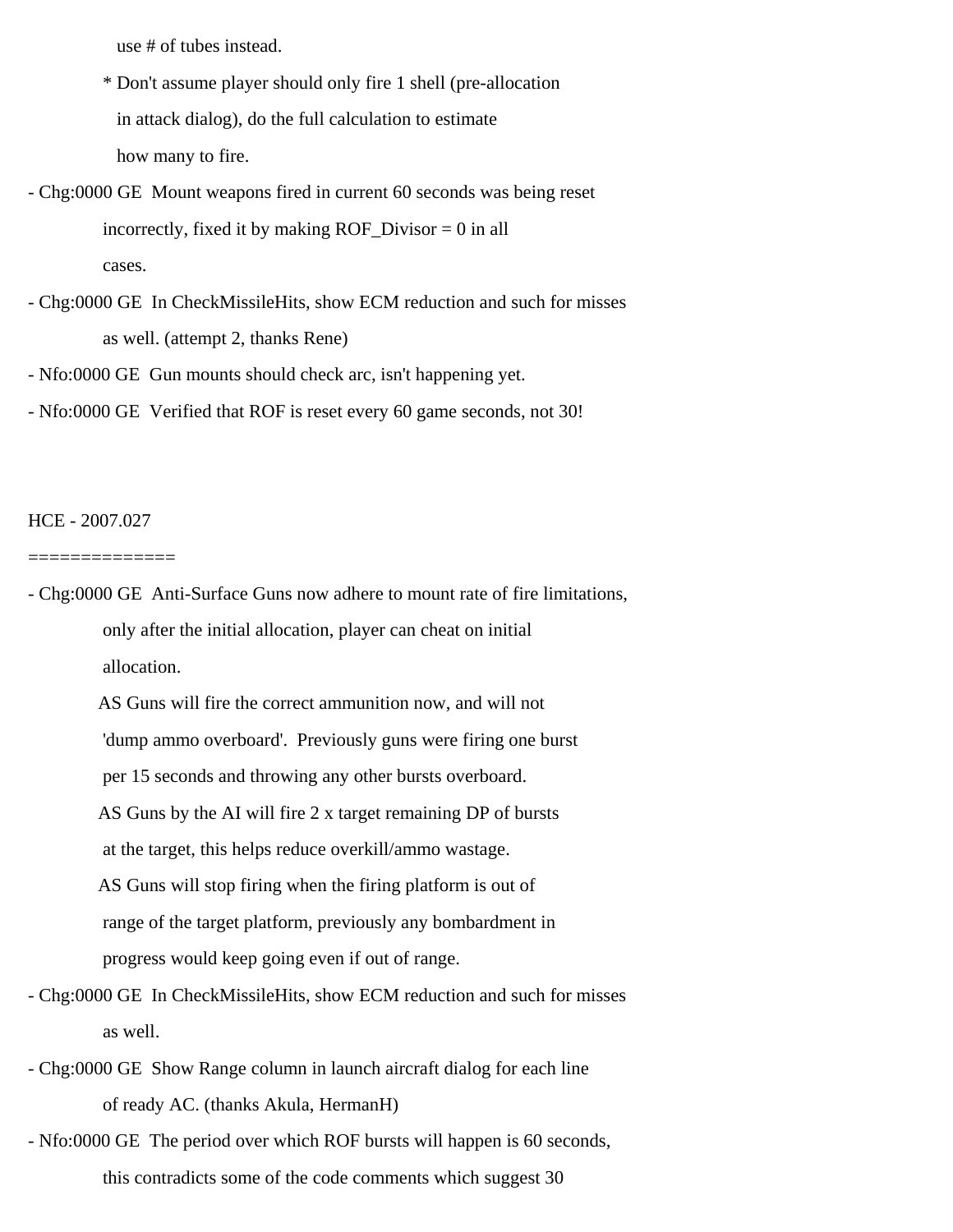use # of tubes instead.

* Don't assume player should only fire 1 shell (pre-allocation in attack dialog), do the full calculation to estimate how many to fire.

- Chg:0000 GE  Mount weapons fired in current 60 seconds was being reset incorrectly, fixed it by making ROF_Divisor = 0 in all cases.
- Chg:0000 GE  In CheckMissileHits, show ECM reduction and such for misses as well. (attempt 2, thanks Rene)
- Nfo:0000 GE  Gun mounts should check arc, isn't happening yet.
- Nfo:0000 GE  Verified that ROF is reset every 60 game seconds, not 30!

HCE - 2007.027
=============

- Chg:0000 GE  Anti-Surface Guns now adhere to mount rate of fire limitations, only after the initial allocation, player can cheat on initial allocation.

  AS Guns will fire the correct ammunition now, and will not 'dump ammo overboard'.  Previously guns were firing one burst per 15 seconds and throwing any other bursts overboard.

  AS Guns by the AI will fire 2 x target remaining DP of bursts at the target, this helps reduce overkill/ammo wastage.

  AS Guns will stop firing when the firing platform is out of range of the target platform, previously any bombardment in progress would keep going even if out of range.
- Chg:0000 GE  In CheckMissileHits, show ECM reduction and such for misses as well.
- Chg:0000 GE  Show Range column in launch aircraft dialog for each line of ready AC. (thanks Akula, HermanH)
- Nfo:0000 GE  The period over which ROF bursts will happen is 60 seconds, this contradicts some of the code comments which suggest 30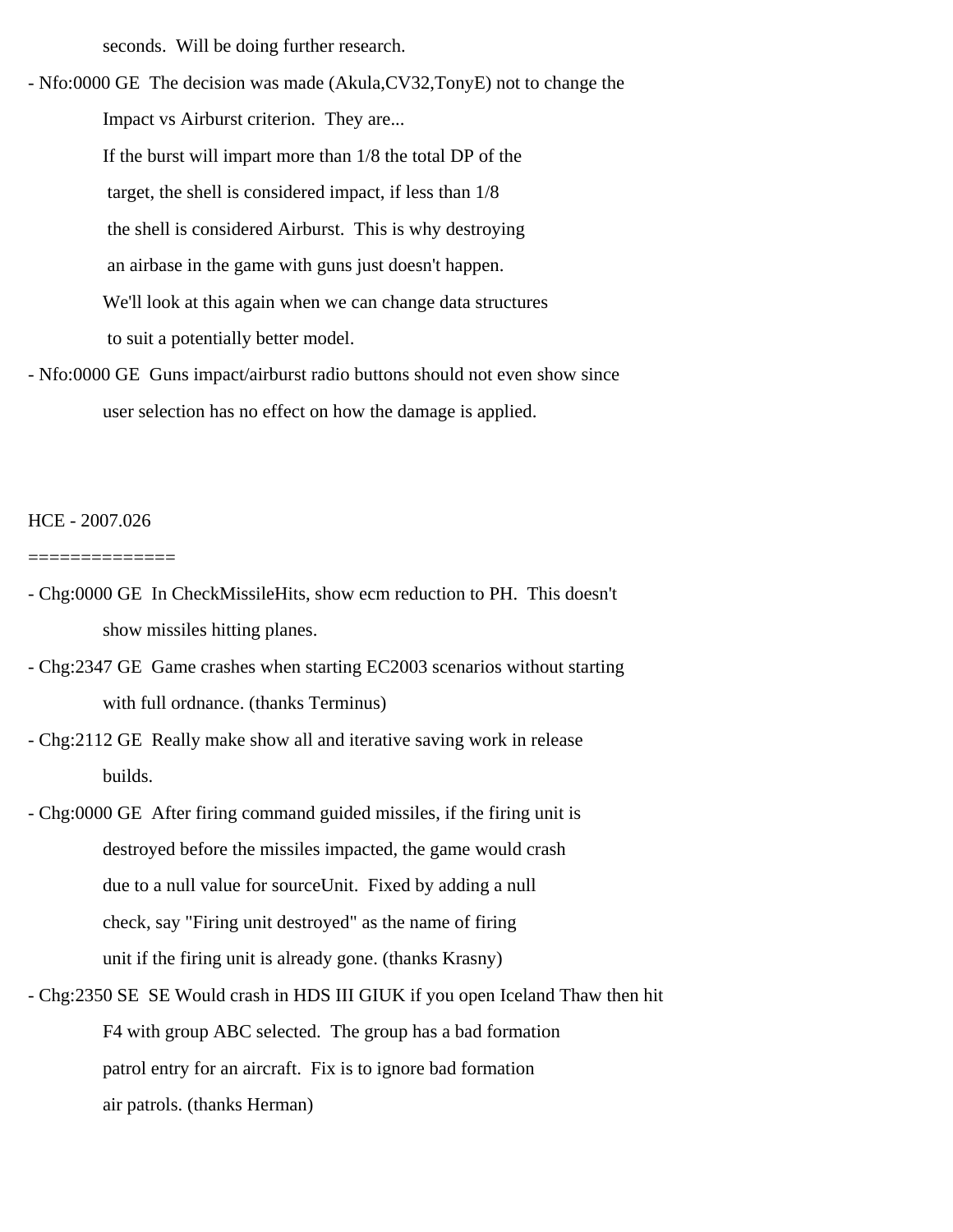seconds.  Will be doing further research.

- Nfo:0000 GE  The decision was made (Akula,CV32,TonyE) not to change the
  Impact vs Airburst criterion.  They are...
  If the burst will impart more than 1/8 the total DP of the
  target, the shell is considered impact, if less than 1/8
  the shell is considered Airburst.  This is why destroying
  an airbase in the game with guns just doesn't happen.
  We'll look at this again when we can change data structures
  to suit a potentially better model.
- Nfo:0000 GE  Guns impact/airburst radio buttons should not even show since
  user selection has no effect on how the damage is applied.

HCE - 2007.026

=============

- Chg:0000 GE  In CheckMissileHits, show ecm reduction to PH.  This doesn't
  show missiles hitting planes.
- Chg:2347 GE  Game crashes when starting EC2003 scenarios without starting
  with full ordnance. (thanks Terminus)
- Chg:2112 GE  Really make show all and iterative saving work in release
  builds.
- Chg:0000 GE  After firing command guided missiles, if the firing unit is
  destroyed before the missiles impacted, the game would crash
  due to a null value for sourceUnit.  Fixed by adding a null
  check, say "Firing unit destroyed" as the name of firing
  unit if the firing unit is already gone. (thanks Krasny)
- Chg:2350 SE  SE Would crash in HDS III GIUK if you open Iceland Thaw then hit
  F4 with group ABC selected.  The group has a bad formation
  patrol entry for an aircraft.  Fix is to ignore bad formation
  air patrols. (thanks Herman)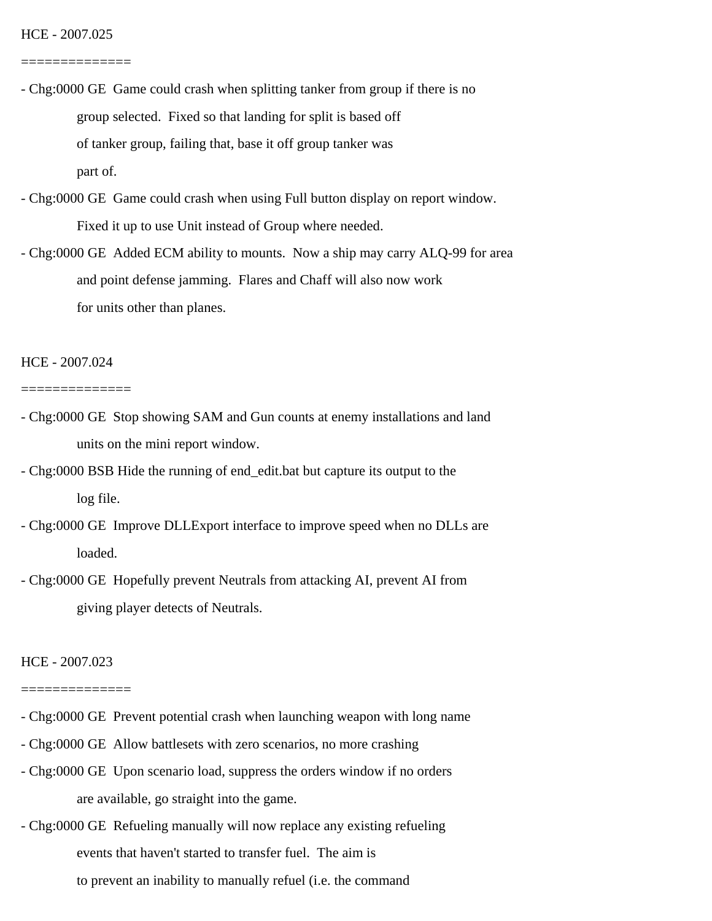HCE - 2007.025

==============

- Chg:0000 GE  Game could crash when splitting tanker from group if there is no
  group selected.  Fixed so that landing for split is based off
  of tanker group, failing that, base it off group tanker was
  part of.
- Chg:0000 GE  Game could crash when using Full button display on report window.
  Fixed it up to use Unit instead of Group where needed.
- Chg:0000 GE  Added ECM ability to mounts.  Now a ship may carry ALQ-99 for area
  and point defense jamming.  Flares and Chaff will also now work
  for units other than planes.

HCE - 2007.024

==============

- Chg:0000 GE  Stop showing SAM and Gun counts at enemy installations and land
  units on the mini report window.
- Chg:0000 BSB Hide the running of end_edit.bat but capture its output to the
  log file.
- Chg:0000 GE  Improve DLLExport interface to improve speed when no DLLs are
  loaded.
- Chg:0000 GE  Hopefully prevent Neutrals from attacking AI, prevent AI from
  giving player detects of Neutrals.

HCE - 2007.023

==============

- Chg:0000 GE  Prevent potential crash when launching weapon with long name
- Chg:0000 GE  Allow battlesets with zero scenarios, no more crashing
- Chg:0000 GE  Upon scenario load, suppress the orders window if no orders
  are available, go straight into the game.
- Chg:0000 GE  Refueling manually will now replace any existing refueling
  events that haven't started to transfer fuel.  The aim is
  to prevent an inability to manually refuel (i.e. the command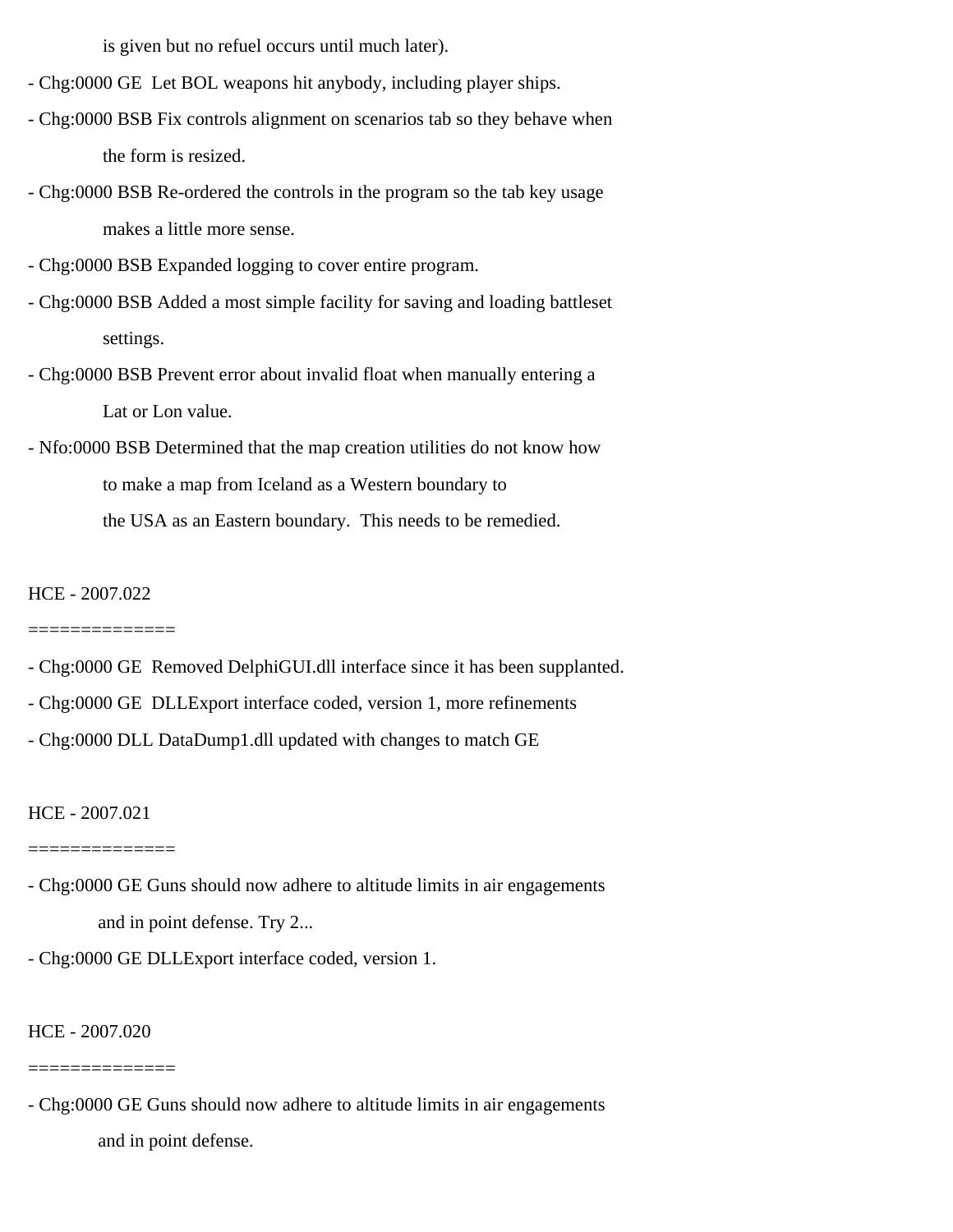is given but no refuel occurs until much later).

- Chg:0000 GE  Let BOL weapons hit anybody, including player ships.
- Chg:0000 BSB Fix controls alignment on scenarios tab so they behave when
  the form is resized.
- Chg:0000 BSB Re-ordered the controls in the program so the tab key usage
  makes a little more sense.
- Chg:0000 BSB Expanded logging to cover entire program.
- Chg:0000 BSB Added a most simple facility for saving and loading battleset
  settings.
- Chg:0000 BSB Prevent error about invalid float when manually entering a
  Lat or Lon value.
- Nfo:0000 BSB Determined that the map creation utilities do not know how
  to make a map from Iceland as a Western boundary to
  the USA as an Eastern boundary.  This needs to be remedied.

HCE - 2007.022
==============

- Chg:0000 GE  Removed DelphiGUI.dll interface since it has been supplanted.
- Chg:0000 GE  DLLExport interface coded, version 1, more refinements
- Chg:0000 DLL DataDump1.dll updated with changes to match GE

HCE - 2007.021
==============

- Chg:0000 GE Guns should now adhere to altitude limits in air engagements
  and in point defense. Try 2...
- Chg:0000 GE DLLExport interface coded, version 1.

HCE - 2007.020
==============

- Chg:0000 GE Guns should now adhere to altitude limits in air engagements
  and in point defense.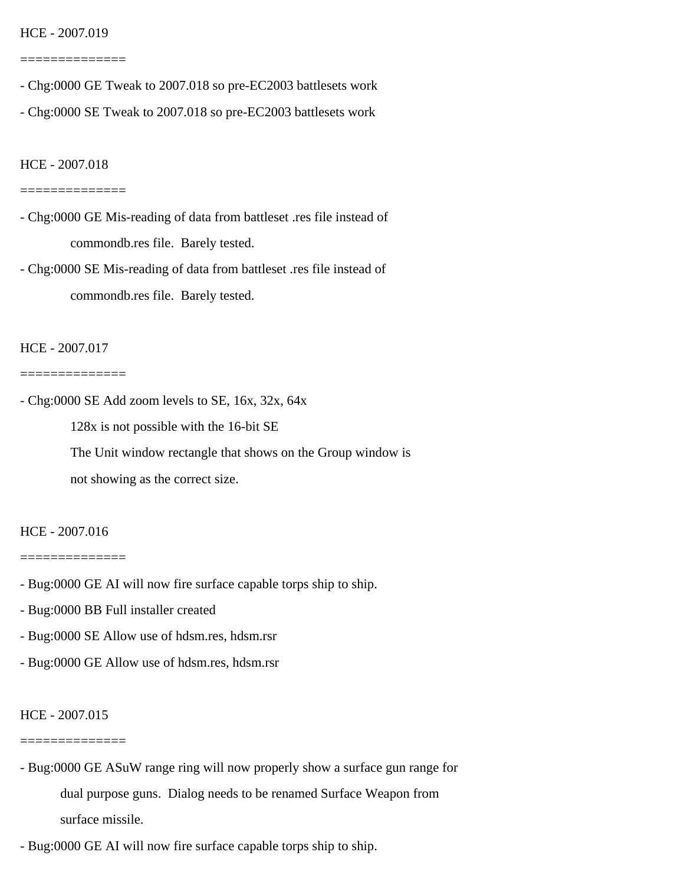HCE - 2007.019

==============

- Chg:0000 GE Tweak to 2007.018 so pre-EC2003 battlesets work
- Chg:0000 SE Tweak to 2007.018 so pre-EC2003 battlesets work

HCE - 2007.018

==============

- Chg:0000 GE Mis-reading of data from battleset .res file instead of
  commondb.res file.  Barely tested.
- Chg:0000 SE Mis-reading of data from battleset .res file instead of
  commondb.res file.  Barely tested.

HCE - 2007.017

==============

- Chg:0000 SE Add zoom levels to SE, 16x, 32x, 64x
  128x is not possible with the 16-bit SE
  The Unit window rectangle that shows on the Group window is
  not showing as the correct size.

HCE - 2007.016

==============

- Bug:0000 GE AI will now fire surface capable torps ship to ship.
- Bug:0000 BB Full installer created
- Bug:0000 SE Allow use of hdsm.res, hdsm.rsr
- Bug:0000 GE Allow use of hdsm.res, hdsm.rsr

HCE - 2007.015

==============

- Bug:0000 GE ASuW range ring will now properly show a surface gun range for
  dual purpose guns.  Dialog needs to be renamed Surface Weapon from
  surface missile.
- Bug:0000 GE AI will now fire surface capable torps ship to ship.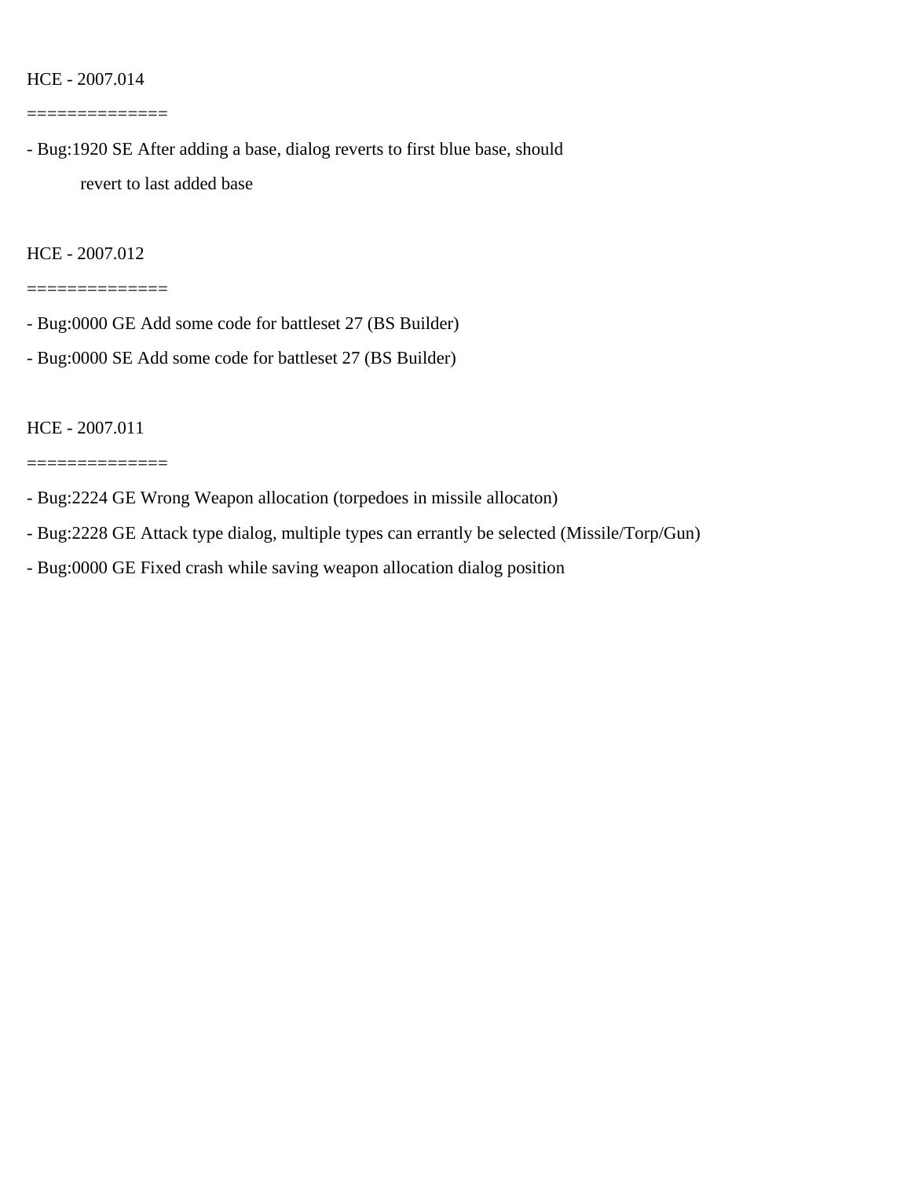HCE - 2007.014

==============

- Bug:1920 SE After adding a base, dialog reverts to first blue base, should
  revert to last added base

HCE - 2007.012

==============

- Bug:0000 GE Add some code for battleset 27 (BS Builder)
- Bug:0000 SE Add some code for battleset 27 (BS Builder)

HCE - 2007.011

==============

- Bug:2224 GE Wrong Weapon allocation (torpedoes in missile allocaton)
- Bug:2228 GE Attack type dialog, multiple types can errantly be selected (Missile/Torp/Gun)
- Bug:0000 GE Fixed crash while saving weapon allocation dialog position